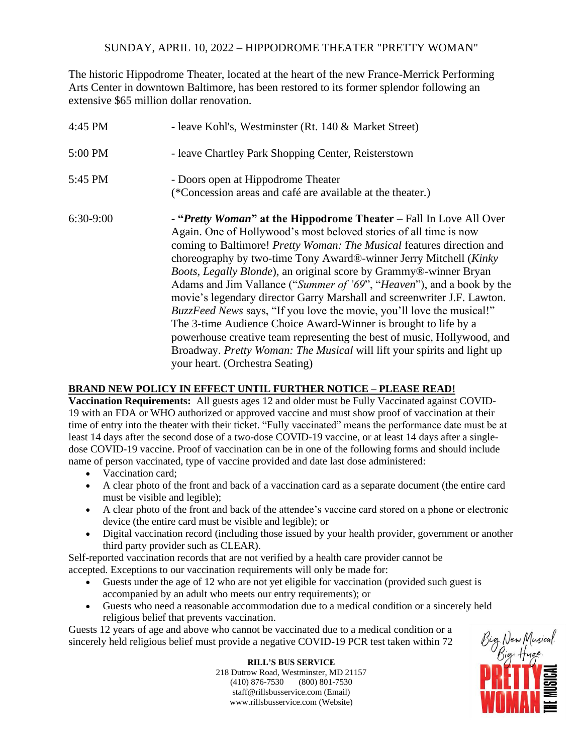SUNDAY, APRIL 10, 2022 – HIPPODROME THEATER "PRETTY WOMAN"

The historic Hippodrome Theater, located at the heart of the new France-Merrick Performing Arts Center in downtown Baltimore, has been restored to its former splendor following an extensive $65 million dollar renovation.

| | |
|---|---|
| 4:45 PM | - leave Kohl's, Westminster (Rt. 140 & Market Street) |
| 5:00 PM | - leave Chartley Park Shopping Center, Reisterstown |
| 5:45 PM | - Doors open at Hippodrome Theater (*Concession areas and café are available at the theater.) |
| 6:30-9:00 | - **"*Pretty Woman*" at the Hippodrome Theater** – Fall In Love All Over Again. One of Hollywood's most beloved stories of all time is now coming to Baltimore! *Pretty Woman: The Musical* features direction and choreography by two-time Tony Award®-winner Jerry Mitchell (*Kinky Boots, Legally Blonde*), an original score by Grammy®-winner Bryan Adams and Jim Vallance ("*Summer of '69*", "*Heaven*"), and a book by the movie's legendary director Garry Marshall and screenwriter J.F. Lawton. *BuzzFeed News* says, "If you love the movie, you'll love the musical!" The 3-time Audience Choice Award-Winner is brought to life by a powerhouse creative team representing the best of music, Hollywood, and Broadway. *Pretty Woman: The Musical* will lift your spirits and light up your heart. (Orchestra Seating) |

**BRAND NEW POLICY IN EFFECT UNTIL FURTHER NOTICE – PLEASE READ!**

**Vaccination Requirements:** All guests ages 12 and older must be Fully Vaccinated against COVID-19 with an FDA or WHO authorized or approved vaccine and must show proof of vaccination at their time of entry into the theater with their ticket. "Fully vaccinated" means the performance date must be at least 14 days after the second dose of a two-dose COVID-19 vaccine, or at least 14 days after a single-dose COVID-19 vaccine. Proof of vaccination can be in one of the following forms and should include name of person vaccinated, type of vaccine provided and date last dose administered:

- Vaccination card;
- A clear photo of the front and back of a vaccination card as a separate document (the entire card must be visible and legible);
- A clear photo of the front and back of the attendee's vaccine card stored on a phone or electronic device (the entire card must be visible and legible); or
- Digital vaccination record (including those issued by your health provider, government or another third party provider such as CLEAR).

Self-reported vaccination records that are not verified by a health care provider cannot be accepted. Exceptions to our vaccination requirements will only be made for:

- Guests under the age of 12 who are not yet eligible for vaccination (provided such guest is accompanied by an adult who meets our entry requirements); or
- Guests who need a reasonable accommodation due to a medical condition or a sincerely held religious belief that prevents vaccination.

Guests 12 years of age and above who cannot be vaccinated due to a medical condition or a sincerely held religious belief must provide a negative COVID-19 PCR test taken within 72

**RILL'S BUS SERVICE**
218 Dutrow Road, Westminster, MD 21157
(410) 876-7530 (800) 801-7530
staff@rillsbusservice.com (Email)
www.rillsbusservice.com (Website)

Big New Musical. Big. Huge. PRETTY WOMAN THE MUSICAL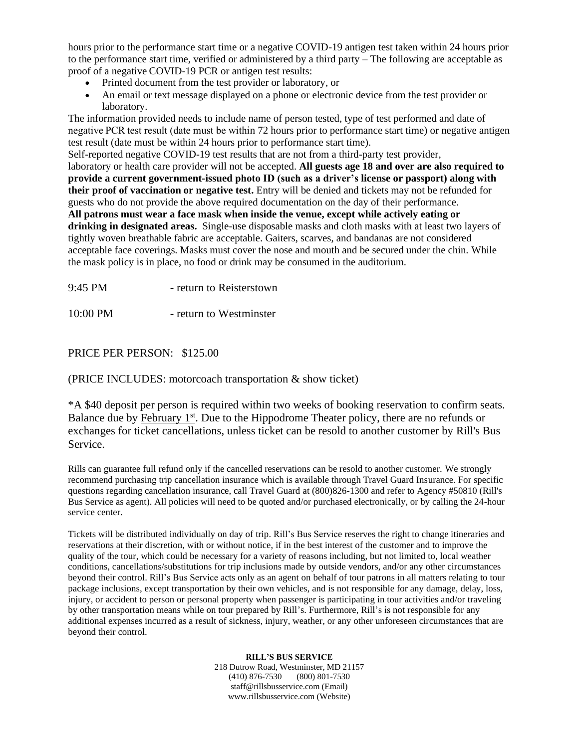hours prior to the performance start time or a negative COVID-19 antigen test taken within 24 hours prior to the performance start time, verified or administered by a third party – The following are acceptable as proof of a negative COVID-19 PCR or antigen test results:

- Printed document from the test provider or laboratory, or
- An email or text message displayed on a phone or electronic device from the test provider or laboratory.

The information provided needs to include name of person tested, type of test performed and date of negative PCR test result (date must be within 72 hours prior to performance start time) or negative antigen test result (date must be within 24 hours prior to performance start time).

Self-reported negative COVID-19 test results that are not from a third-party test provider, laboratory or health care provider will not be accepted. **All guests age 18 and over are also required to provide a current government-issued photo ID (such as a driver's license or passport) along with their proof of vaccination or negative test.** Entry will be denied and tickets may not be refunded for guests who do not provide the above required documentation on the day of their performance.

**All patrons must wear a face mask when inside the venue, except while actively eating or drinking in designated areas.** Single-use disposable masks and cloth masks with at least two layers of tightly woven breathable fabric are acceptable. Gaiters, scarves, and bandanas are not considered acceptable face coverings. Masks must cover the nose and mouth and be secured under the chin. While the mask policy is in place, no food or drink may be consumed in the auditorium.

9:45 PM - return to Reisterstown

10:00 PM - return to Westminster

PRICE PER PERSON: $125.00

(PRICE INCLUDES: motorcoach transportation & show ticket)

*A $40 deposit per person is required within two weeks of booking reservation to confirm seats. Balance due by <u>February 1st</u>. Due to the Hippodrome Theater policy, there are no refunds or exchanges for ticket cancellations, unless ticket can be resold to another customer by Rill's Bus Service.

Rills can guarantee full refund only if the cancelled reservations can be resold to another customer. We strongly recommend purchasing trip cancellation insurance which is available through Travel Guard Insurance. For specific questions regarding cancellation insurance, call Travel Guard at (800)826-1300 and refer to Agency #50810 (Rill's Bus Service as agent). All policies will need to be quoted and/or purchased electronically, or by calling the 24-hour service center.

Tickets will be distributed individually on day of trip. Rill's Bus Service reserves the right to change itineraries and reservations at their discretion, with or without notice, if in the best interest of the customer and to improve the quality of the tour, which could be necessary for a variety of reasons including, but not limited to, local weather conditions, cancellations/substitutions for trip inclusions made by outside vendors, and/or any other circumstances beyond their control. Rill's Bus Service acts only as an agent on behalf of tour patrons in all matters relating to tour package inclusions, except transportation by their own vehicles, and is not responsible for any damage, delay, loss, injury, or accident to person or personal property when passenger is participating in tour activities and/or traveling by other transportation means while on tour prepared by Rill's. Furthermore, Rill's is not responsible for any additional expenses incurred as a result of sickness, injury, weather, or any other unforeseen circumstances that are beyond their control.

**RILL'S BUS SERVICE**
218 Dutrow Road, Westminster, MD 21157
(410) 876-7530 (800) 801-7530
staff@rillsbusservice.com (Email)
www.rillsbusservice.com (Website)